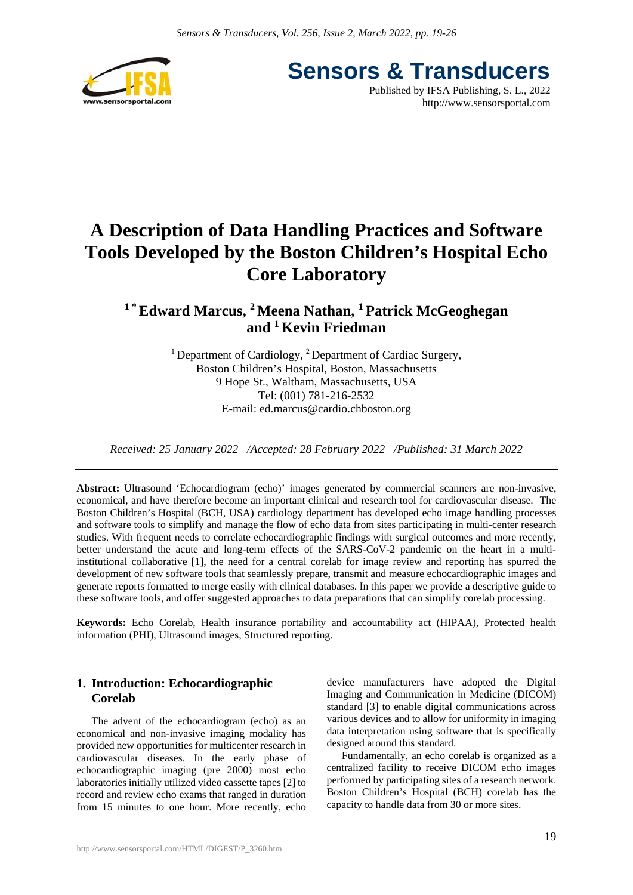# A Description of Data Handling Practices and Software Tools Developed by the Boston Children's Hospital Echo Core Laboratory

**[1 *] Edward Marcus, [2] Meena Nathan, [1] Patrick McGeoghegan and [1] Kevin Friedman**

[1] Department of Cardiology, [2] Department of Cardiac Surgery,
Boston Children's Hospital, Boston, Massachusetts
9 Hope St., Waltham, Massachusetts, USA
Tel: (001) 781-216-2532
E-mail: ed.marcus@cardio.chboston.org

*Received: 25 January 2022 /Accepted: 28 February 2022 /Published: 31 March 2022*

**Abstract:** Ultrasound 'Echocardiogram (echo)' images generated by commercial scanners are non-invasive, economical, and have therefore become an important clinical and research tool for cardiovascular disease. The Boston Children's Hospital (BCH, USA) cardiology department has developed echo image handling processes and software tools to simplify and manage the flow of echo data from sites participating in multi-center research studies. With frequent needs to correlate echocardiographic findings with surgical outcomes and more recently, better understand the acute and long-term effects of the SARS-CoV-2 pandemic on the heart in a multi-institutional collaborative [1], the need for a central corelab for image review and reporting has spurred the development of new software tools that seamlessly prepare, transmit and measure echocardiographic images and generate reports formatted to merge easily with clinical databases. In this paper we provide a descriptive guide to these software tools, and offer suggested approaches to data preparations that can simplify corelab processing.

**Keywords:** Echo Corelab, Health insurance portability and accountability act (HIPAA), Protected health information (PHI), Ultrasound images, Structured reporting.

## 1. Introduction: Echocardiographic Corelab

The advent of the echocardiogram (echo) as an economical and non-invasive imaging modality has provided new opportunities for multicenter research in cardiovascular diseases. In the early phase of echocardiographic imaging (pre 2000) most echo laboratories initially utilized video cassette tapes [2] to record and review echo exams that ranged in duration from 15 minutes to one hour. More recently, echo device manufacturers have adopted the Digital Imaging and Communication in Medicine (DICOM) standard [3] to enable digital communications across various devices and to allow for uniformity in imaging data interpretation using software that is specifically designed around this standard.

Fundamentally, an echo corelab is organized as a centralized facility to receive DICOM echo images performed by participating sites of a research network. Boston Children's Hospital (BCH) corelab has the capacity to handle data from 30 or more sites.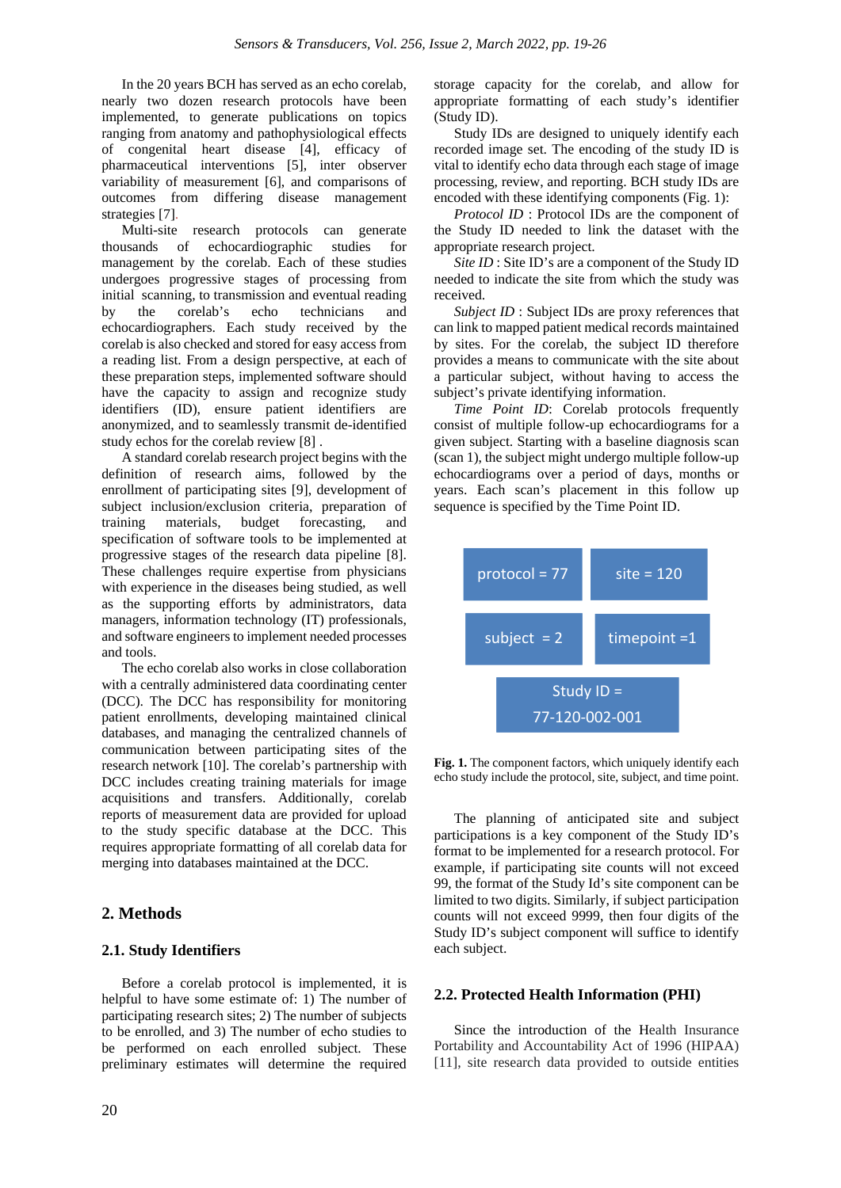In the 20 years BCH has served as an echo corelab, nearly two dozen research protocols have been implemented, to generate publications on topics ranging from anatomy and pathophysiological effects of congenital heart disease [4], efficacy of pharmaceutical interventions [5], inter observer variability of measurement [6], and comparisons of outcomes from differing disease management strategies [7].

Multi-site research protocols can generate thousands of echocardiographic studies for management by the corelab. Each of these studies undergoes progressive stages of processing from initial scanning, to transmission and eventual reading by the corelab's echo technicians and echocardiographers. Each study received by the corelab is also checked and stored for easy access from a reading list. From a design perspective, at each of these preparation steps, implemented software should have the capacity to assign and recognize study identifiers (ID), ensure patient identifiers are anonymized, and to seamlessly transmit de-identified study echos for the corelab review [8] .

A standard corelab research project begins with the definition of research aims, followed by the enrollment of participating sites [9], development of subject inclusion/exclusion criteria, preparation of training materials, budget forecasting, and specification of software tools to be implemented at progressive stages of the research data pipeline [8]. These challenges require expertise from physicians with experience in the diseases being studied, as well as the supporting efforts by administrators, data managers, information technology (IT) professionals, and software engineers to implement needed processes and tools.

The echo corelab also works in close collaboration with a centrally administered data coordinating center (DCC). The DCC has responsibility for monitoring patient enrollments, developing maintained clinical databases, and managing the centralized channels of communication between participating sites of the research network [10]. The corelab's partnership with DCC includes creating training materials for image acquisitions and transfers. Additionally, corelab reports of measurement data are provided for upload to the study specific database at the DCC. This requires appropriate formatting of all corelab data for merging into databases maintained at the DCC.

## 2. Methods

### 2.1. Study Identifiers

Before a corelab protocol is implemented, it is helpful to have some estimate of: 1) The number of participating research sites; 2) The number of subjects to be enrolled, and 3) The number of echo studies to be performed on each enrolled subject. These preliminary estimates will determine the required storage capacity for the corelab, and allow for appropriate formatting of each study's identifier (Study ID).

Study IDs are designed to uniquely identify each recorded image set. The encoding of the study ID is vital to identify echo data through each stage of image processing, review, and reporting. BCH study IDs are encoded with these identifying components (Fig. 1):

*Protocol ID* : Protocol IDs are the component of the Study ID needed to link the dataset with the appropriate research project.

*Site ID* : Site ID's are a component of the Study ID needed to indicate the site from which the study was received.

*Subject ID* : Subject IDs are proxy references that can link to mapped patient medical records maintained by sites. For the corelab, the subject ID therefore provides a means to communicate with the site about a particular subject, without having to access the subject's private identifying information.

*Time Point ID*: Corelab protocols frequently consist of multiple follow-up echocardiograms for a given subject. Starting with a baseline diagnosis scan (scan 1), the subject might undergo multiple follow-up echocardiograms over a period of days, months or years. Each scan's placement in this follow up sequence is specified by the Time Point ID.

protocol = 77 | site = 120
subject = 2 | timepoint =1
Study ID = 77-120-002-001

**Fig. 1.** The component factors, which uniquely identify each echo study include the protocol, site, subject, and time point.

The planning of anticipated site and subject participations is a key component of the Study ID's format to be implemented for a research protocol. For example, if participating site counts will not exceed 99, the format of the Study Id's site component can be limited to two digits. Similarly, if subject participation counts will not exceed 9999, then four digits of the Study ID's subject component will suffice to identify each subject.

### 2.2. Protected Health Information (PHI)

Since the introduction of the Health Insurance Portability and Accountability Act of 1996 (HIPAA) [11], site research data provided to outside entities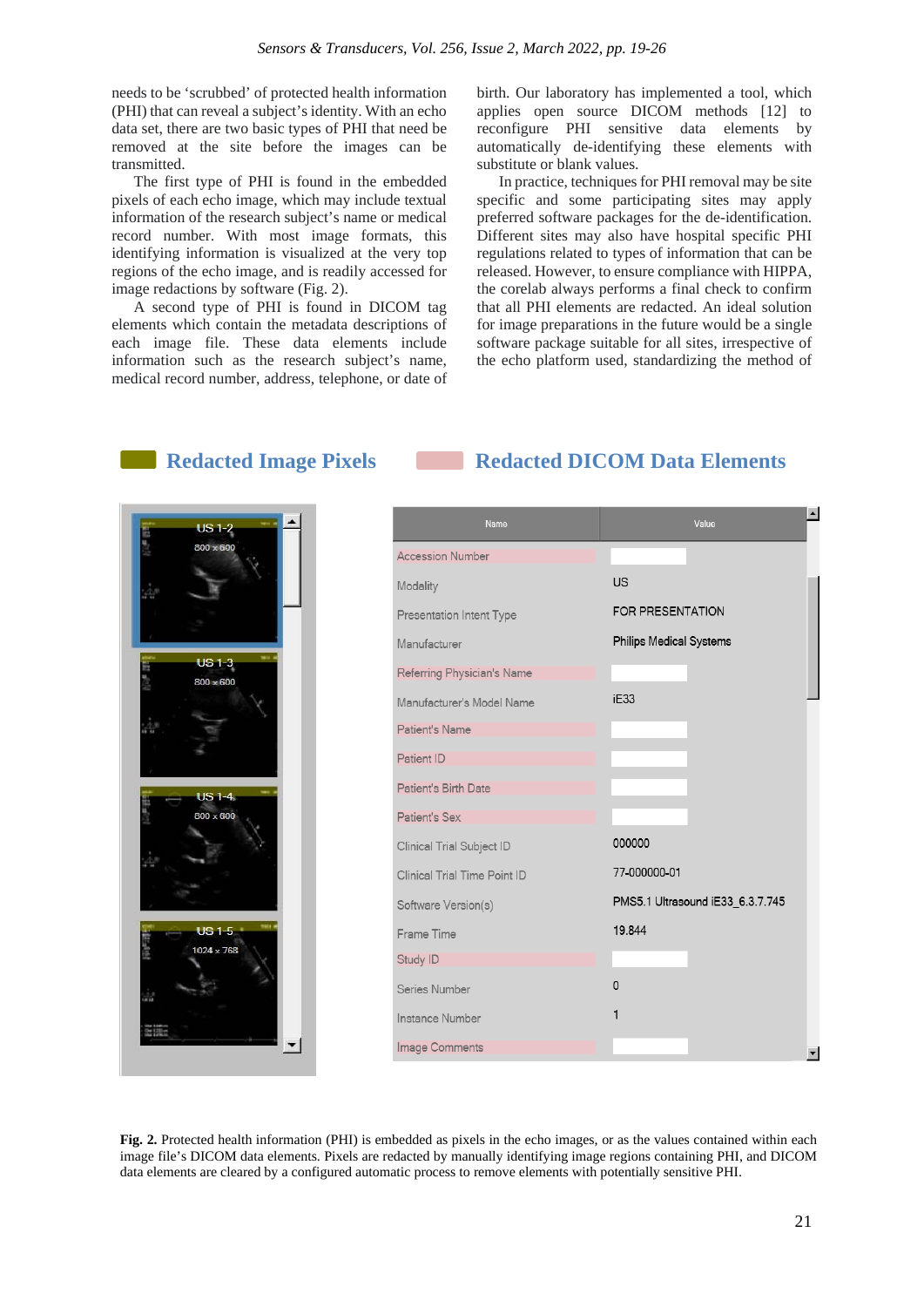needs to be 'scrubbed' of protected health information (PHI) that can reveal a subject's identity. With an echo data set, there are two basic types of PHI that need be removed at the site before the images can be transmitted.

The first type of PHI is found in the embedded pixels of each echo image, which may include textual information of the research subject's name or medical record number. With most image formats, this identifying information is visualized at the very top regions of the echo image, and is readily accessed for image redactions by software (Fig. 2).

A second type of PHI is found in DICOM tag elements which contain the metadata descriptions of each image file. These data elements include information such as the research subject's name, medical record number, address, telephone, or date of birth. Our laboratory has implemented a tool, which applies open source DICOM methods [12] to reconfigure PHI sensitive data elements by automatically de-identifying these elements with substitute or blank values.

In practice, techniques for PHI removal may be site specific and some participating sites may apply preferred software packages for the de-identification. Different sites may also have hospital specific PHI regulations related to types of information that can be released. However, to ensure compliance with HIPPA, the corelab always performs a final check to confirm that all PHI elements are redacted. An ideal solution for image preparations in the future would be a single software package suitable for all sites, irrespective of the echo platform used, standardizing the method of

**Fig. 2.** Protected health information (PHI) is embedded as pixels in the echo images, or as the values contained within each image file's DICOM data elements. Pixels are redacted by manually identifying image regions containing PHI, and DICOM data elements are cleared by a configured automatic process to remove elements with potentially sensitive PHI.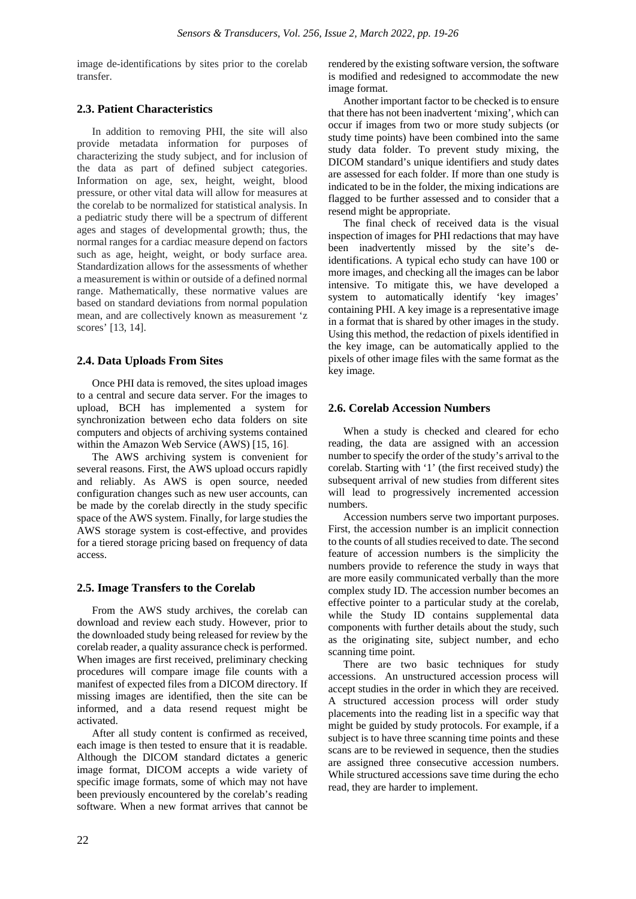image de-identifications by sites prior to the corelab transfer.

### 2.3. Patient Characteristics

In addition to removing PHI, the site will also provide metadata information for purposes of characterizing the study subject, and for inclusion of the data as part of defined subject categories. Information on age, sex, height, weight, blood pressure, or other vital data will allow for measures at the corelab to be normalized for statistical analysis. In a pediatric study there will be a spectrum of different ages and stages of developmental growth; thus, the normal ranges for a cardiac measure depend on factors such as age, height, weight, or body surface area. Standardization allows for the assessments of whether a measurement is within or outside of a defined normal range. Mathematically, these normative values are based on standard deviations from normal population mean, and are collectively known as measurement 'z scores' [13, 14].

### 2.4. Data Uploads From Sites

Once PHI data is removed, the sites upload images to a central and secure data server. For the images to upload, BCH has implemented a system for synchronization between echo data folders on site computers and objects of archiving systems contained within the Amazon Web Service (AWS) [15, 16].

The AWS archiving system is convenient for several reasons. First, the AWS upload occurs rapidly and reliably. As AWS is open source, needed configuration changes such as new user accounts, can be made by the corelab directly in the study specific space of the AWS system. Finally, for large studies the AWS storage system is cost-effective, and provides for a tiered storage pricing based on frequency of data access.

### 2.5. Image Transfers to the Corelab

From the AWS study archives, the corelab can download and review each study. However, prior to the downloaded study being released for review by the corelab reader, a quality assurance check is performed. When images are first received, preliminary checking procedures will compare image file counts with a manifest of expected files from a DICOM directory. If missing images are identified, then the site can be informed, and a data resend request might be activated.

After all study content is confirmed as received, each image is then tested to ensure that it is readable. Although the DICOM standard dictates a generic image format, DICOM accepts a wide variety of specific image formats, some of which may not have been previously encountered by the corelab's reading software. When a new format arrives that cannot be rendered by the existing software version, the software is modified and redesigned to accommodate the new image format.

Another important factor to be checked is to ensure that there has not been inadvertent 'mixing', which can occur if images from two or more study subjects (or study time points) have been combined into the same study data folder. To prevent study mixing, the DICOM standard's unique identifiers and study dates are assessed for each folder. If more than one study is indicated to be in the folder, the mixing indications are flagged to be further assessed and to consider that a resend might be appropriate.

The final check of received data is the visual inspection of images for PHI redactions that may have been inadvertently missed by the site's de-identifications. A typical echo study can have 100 or more images, and checking all the images can be labor intensive. To mitigate this, we have developed a system to automatically identify 'key images' containing PHI. A key image is a representative image in a format that is shared by other images in the study. Using this method, the redaction of pixels identified in the key image, can be automatically applied to the pixels of other image files with the same format as the key image.

### 2.6. Corelab Accession Numbers

When a study is checked and cleared for echo reading, the data are assigned with an accession number to specify the order of the study's arrival to the corelab. Starting with '1' (the first received study) the subsequent arrival of new studies from different sites will lead to progressively incremented accession numbers.

Accession numbers serve two important purposes. First, the accession number is an implicit connection to the counts of all studies received to date. The second feature of accession numbers is the simplicity the numbers provide to reference the study in ways that are more easily communicated verbally than the more complex study ID. The accession number becomes an effective pointer to a particular study at the corelab, while the Study ID contains supplemental data components with further details about the study, such as the originating site, subject number, and echo scanning time point.

There are two basic techniques for study accessions. An unstructured accession process will accept studies in the order in which they are received. A structured accession process will order study placements into the reading list in a specific way that might be guided by study protocols. For example, if a subject is to have three scanning time points and these scans are to be reviewed in sequence, then the studies are assigned three consecutive accession numbers. While structured accessions save time during the echo read, they are harder to implement.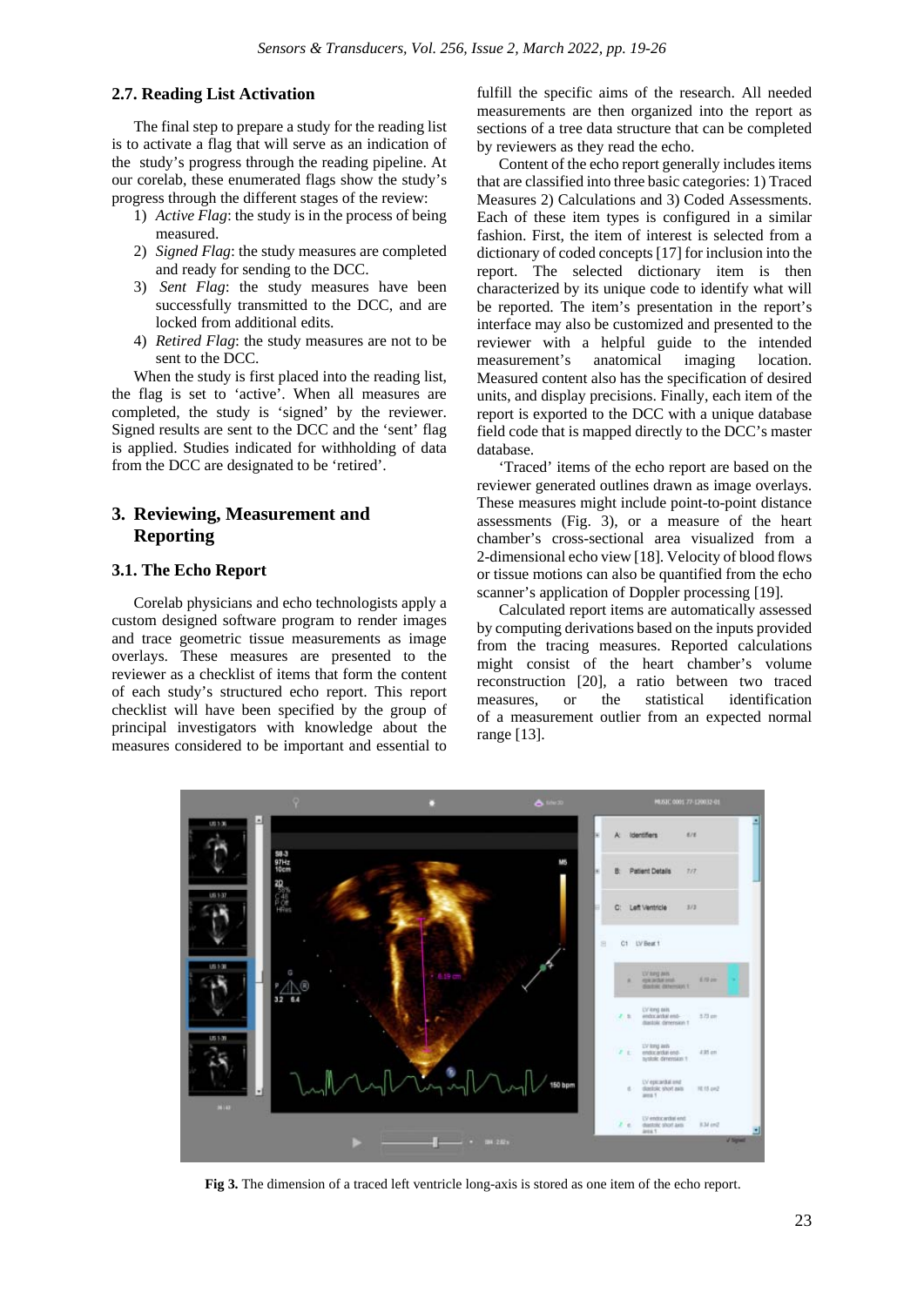### 2.7. Reading List Activation

The final step to prepare a study for the reading list is to activate a flag that will serve as an indication of the study's progress through the reading pipeline. At our corelab, these enumerated flags show the study's progress through the different stages of the review:

1) *Active Flag*: the study is in the process of being measured.
2) *Signed Flag*: the study measures are completed and ready for sending to the DCC.
3) *Sent Flag*: the study measures have been successfully transmitted to the DCC, and are locked from additional edits.
4) *Retired Flag*: the study measures are not to be sent to the DCC.

When the study is first placed into the reading list, the flag is set to 'active'. When all measures are completed, the study is 'signed' by the reviewer. Signed results are sent to the DCC and the 'sent' flag is applied. Studies indicated for withholding of data from the DCC are designated to be 'retired'.

## 3. Reviewing, Measurement and Reporting

### 3.1. The Echo Report

Corelab physicians and echo technologists apply a custom designed software program to render images and trace geometric tissue measurements as image overlays. These measures are presented to the reviewer as a checklist of items that form the content of each study's structured echo report. This report checklist will have been specified by the group of principal investigators with knowledge about the measures considered to be important and essential to fulfill the specific aims of the research. All needed measurements are then organized into the report as sections of a tree data structure that can be completed by reviewers as they read the echo.

Content of the echo report generally includes items that are classified into three basic categories: 1) Traced Measures 2) Calculations and 3) Coded Assessments. Each of these item types is configured in a similar fashion. First, the item of interest is selected from a dictionary of coded concepts [17] for inclusion into the report. The selected dictionary item is then characterized by its unique code to identify what will be reported. The item's presentation in the report's interface may also be customized and presented to the reviewer with a helpful guide to the intended measurement's anatomical imaging location. Measured content also has the specification of desired units, and display precisions. Finally, each item of the report is exported to the DCC with a unique database field code that is mapped directly to the DCC's master database.

'Traced' items of the echo report are based on the reviewer generated outlines drawn as image overlays. These measures might include point-to-point distance assessments (Fig. 3), or a measure of the heart chamber's cross-sectional area visualized from a 2-dimensional echo view [18]. Velocity of blood flows or tissue motions can also be quantified from the echo scanner's application of Doppler processing [19].

Calculated report items are automatically assessed by computing derivations based on the inputs provided from the tracing measures. Reported calculations might consist of the heart chamber's volume reconstruction [20], a ratio between two traced measures, or the statistical identification of a measurement outlier from an expected normal range [13].

**Fig 3.** The dimension of a traced left ventricle long-axis is stored as one item of the echo report.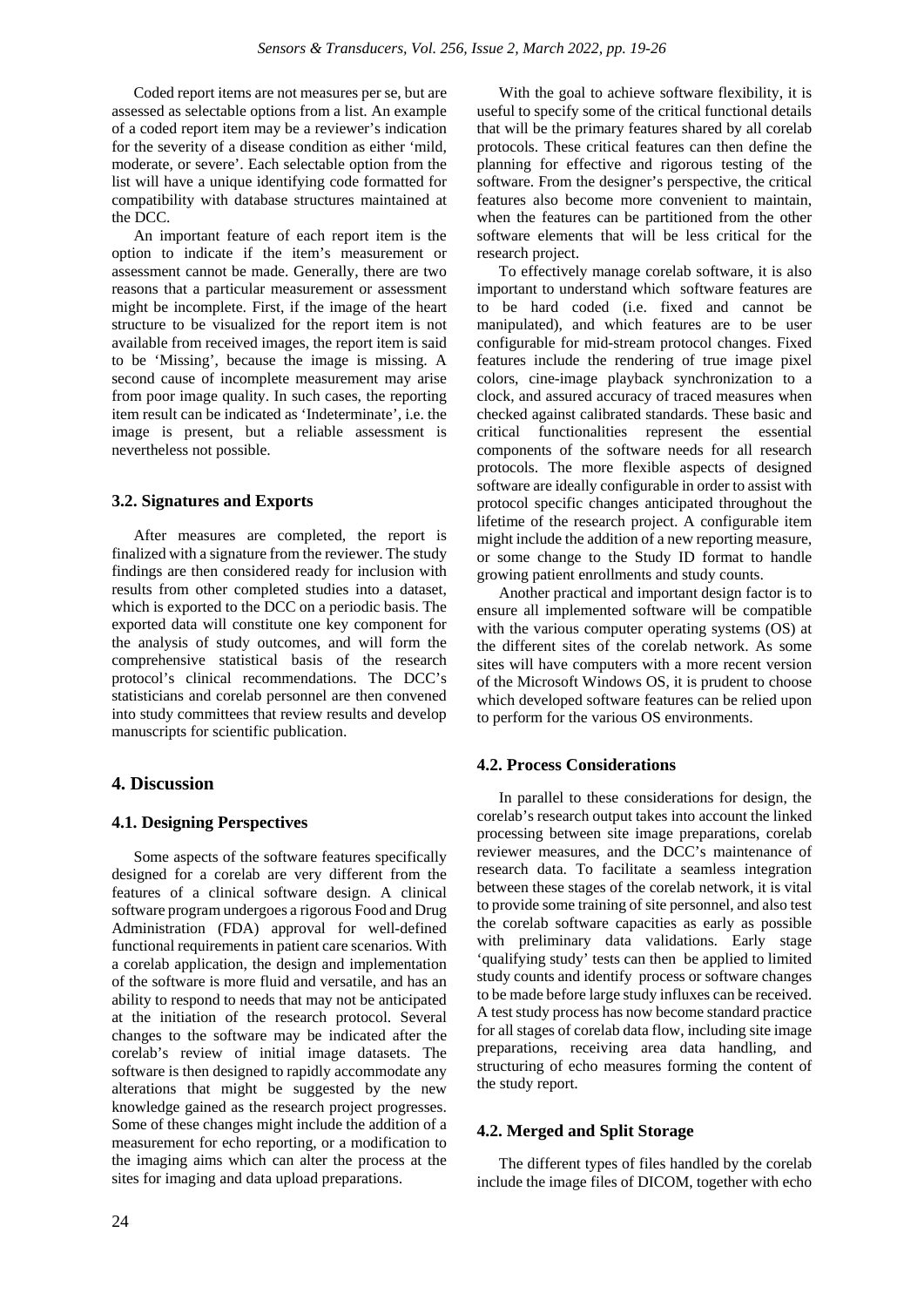Coded report items are not measures per se, but are assessed as selectable options from a list. An example of a coded report item may be a reviewer's indication for the severity of a disease condition as either 'mild, moderate, or severe'. Each selectable option from the list will have a unique identifying code formatted for compatibility with database structures maintained at the DCC.

An important feature of each report item is the option to indicate if the item's measurement or assessment cannot be made. Generally, there are two reasons that a particular measurement or assessment might be incomplete. First, if the image of the heart structure to be visualized for the report item is not available from received images, the report item is said to be 'Missing', because the image is missing. A second cause of incomplete measurement may arise from poor image quality. In such cases, the reporting item result can be indicated as 'Indeterminate', i.e. the image is present, but a reliable assessment is nevertheless not possible.

### 3.2. Signatures and Exports

After measures are completed, the report is finalized with a signature from the reviewer. The study findings are then considered ready for inclusion with results from other completed studies into a dataset, which is exported to the DCC on a periodic basis. The exported data will constitute one key component for the analysis of study outcomes, and will form the comprehensive statistical basis of the research protocol's clinical recommendations. The DCC's statisticians and corelab personnel are then convened into study committees that review results and develop manuscripts for scientific publication.

## 4. Discussion

### 4.1. Designing Perspectives

Some aspects of the software features specifically designed for a corelab are very different from the features of a clinical software design. A clinical software program undergoes a rigorous Food and Drug Administration (FDA) approval for well-defined functional requirements in patient care scenarios. With a corelab application, the design and implementation of the software is more fluid and versatile, and has an ability to respond to needs that may not be anticipated at the initiation of the research protocol. Several changes to the software may be indicated after the corelab's review of initial image datasets. The software is then designed to rapidly accommodate any alterations that might be suggested by the new knowledge gained as the research project progresses. Some of these changes might include the addition of a measurement for echo reporting, or a modification to the imaging aims which can alter the process at the sites for imaging and data upload preparations.

With the goal to achieve software flexibility, it is useful to specify some of the critical functional details that will be the primary features shared by all corelab protocols. These critical features can then define the planning for effective and rigorous testing of the software. From the designer's perspective, the critical features also become more convenient to maintain, when the features can be partitioned from the other software elements that will be less critical for the research project.

To effectively manage corelab software, it is also important to understand which software features are to be hard coded (i.e. fixed and cannot be manipulated), and which features are to be user configurable for mid-stream protocol changes. Fixed features include the rendering of true image pixel colors, cine-image playback synchronization to a clock, and assured accuracy of traced measures when checked against calibrated standards. These basic and critical functionalities represent the essential components of the software needs for all research protocols. The more flexible aspects of designed software are ideally configurable in order to assist with protocol specific changes anticipated throughout the lifetime of the research project. A configurable item might include the addition of a new reporting measure, or some change to the Study ID format to handle growing patient enrollments and study counts.

Another practical and important design factor is to ensure all implemented software will be compatible with the various computer operating systems (OS) at the different sites of the corelab network. As some sites will have computers with a more recent version of the Microsoft Windows OS, it is prudent to choose which developed software features can be relied upon to perform for the various OS environments.

### 4.2. Process Considerations

In parallel to these considerations for design, the corelab's research output takes into account the linked processing between site image preparations, corelab reviewer measures, and the DCC's maintenance of research data. To facilitate a seamless integration between these stages of the corelab network, it is vital to provide some training of site personnel, and also test the corelab software capacities as early as possible with preliminary data validations. Early stage 'qualifying study' tests can then be applied to limited study counts and identify process or software changes to be made before large study influxes can be received. A test study process has now become standard practice for all stages of corelab data flow, including site image preparations, receiving area data handling, and structuring of echo measures forming the content of the study report.

### 4.2. Merged and Split Storage

The different types of files handled by the corelab include the image files of DICOM, together with echo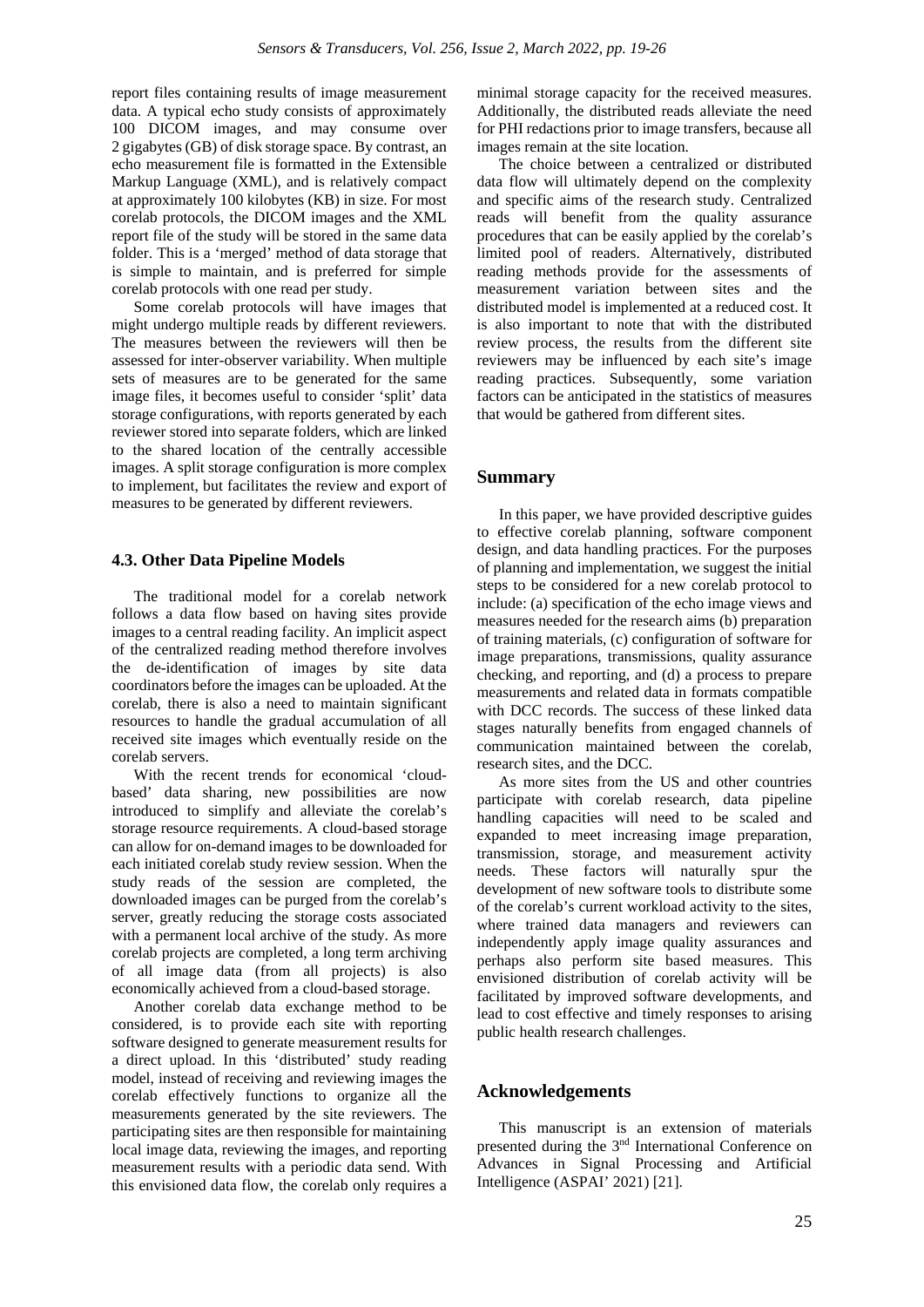report files containing results of image measurement data. A typical echo study consists of approximately 100 DICOM images, and may consume over 2 gigabytes (GB) of disk storage space. By contrast, an echo measurement file is formatted in the Extensible Markup Language (XML), and is relatively compact at approximately 100 kilobytes (KB) in size. For most corelab protocols, the DICOM images and the XML report file of the study will be stored in the same data folder. This is a 'merged' method of data storage that is simple to maintain, and is preferred for simple corelab protocols with one read per study.

Some corelab protocols will have images that might undergo multiple reads by different reviewers. The measures between the reviewers will then be assessed for inter-observer variability. When multiple sets of measures are to be generated for the same image files, it becomes useful to consider 'split' data storage configurations, with reports generated by each reviewer stored into separate folders, which are linked to the shared location of the centrally accessible images. A split storage configuration is more complex to implement, but facilitates the review and export of measures to be generated by different reviewers.

### 4.3. Other Data Pipeline Models

The traditional model for a corelab network follows a data flow based on having sites provide images to a central reading facility. An implicit aspect of the centralized reading method therefore involves the de-identification of images by site data coordinators before the images can be uploaded. At the corelab, there is also a need to maintain significant resources to handle the gradual accumulation of all received site images which eventually reside on the corelab servers.

With the recent trends for economical 'cloud-based' data sharing, new possibilities are now introduced to simplify and alleviate the corelab's storage resource requirements. A cloud-based storage can allow for on-demand images to be downloaded for each initiated corelab study review session. When the study reads of the session are completed, the downloaded images can be purged from the corelab's server, greatly reducing the storage costs associated with a permanent local archive of the study. As more corelab projects are completed, a long term archiving of all image data (from all projects) is also economically achieved from a cloud-based storage.

Another corelab data exchange method to be considered, is to provide each site with reporting software designed to generate measurement results for a direct upload. In this 'distributed' study reading model, instead of receiving and reviewing images the corelab effectively functions to organize all the measurements generated by the site reviewers. The participating sites are then responsible for maintaining local image data, reviewing the images, and reporting measurement results with a periodic data send. With this envisioned data flow, the corelab only requires a minimal storage capacity for the received measures. Additionally, the distributed reads alleviate the need for PHI redactions prior to image transfers, because all images remain at the site location.

The choice between a centralized or distributed data flow will ultimately depend on the complexity and specific aims of the research study. Centralized reads will benefit from the quality assurance procedures that can be easily applied by the corelab's limited pool of readers. Alternatively, distributed reading methods provide for the assessments of measurement variation between sites and the distributed model is implemented at a reduced cost. It is also important to note that with the distributed review process, the results from the different site reviewers may be influenced by each site's image reading practices. Subsequently, some variation factors can be anticipated in the statistics of measures that would be gathered from different sites.

## Summary

In this paper, we have provided descriptive guides to effective corelab planning, software component design, and data handling practices. For the purposes of planning and implementation, we suggest the initial steps to be considered for a new corelab protocol to include: (a) specification of the echo image views and measures needed for the research aims (b) preparation of training materials, (c) configuration of software for image preparations, transmissions, quality assurance checking, and reporting, and (d) a process to prepare measurements and related data in formats compatible with DCC records. The success of these linked data stages naturally benefits from engaged channels of communication maintained between the corelab, research sites, and the DCC.

As more sites from the US and other countries participate with corelab research, data pipeline handling capacities will need to be scaled and expanded to meet increasing image preparation, transmission, storage, and measurement activity needs. These factors will naturally spur the development of new software tools to distribute some of the corelab's current workload activity to the sites, where trained data managers and reviewers can independently apply image quality assurances and perhaps also perform site based measures. This envisioned distribution of corelab activity will be facilitated by improved software developments, and lead to cost effective and timely responses to arising public health research challenges.

## Acknowledgements

This manuscript is an extension of materials presented during the 3rd International Conference on Advances in Signal Processing and Artificial Intelligence (ASPAI' 2021) [21].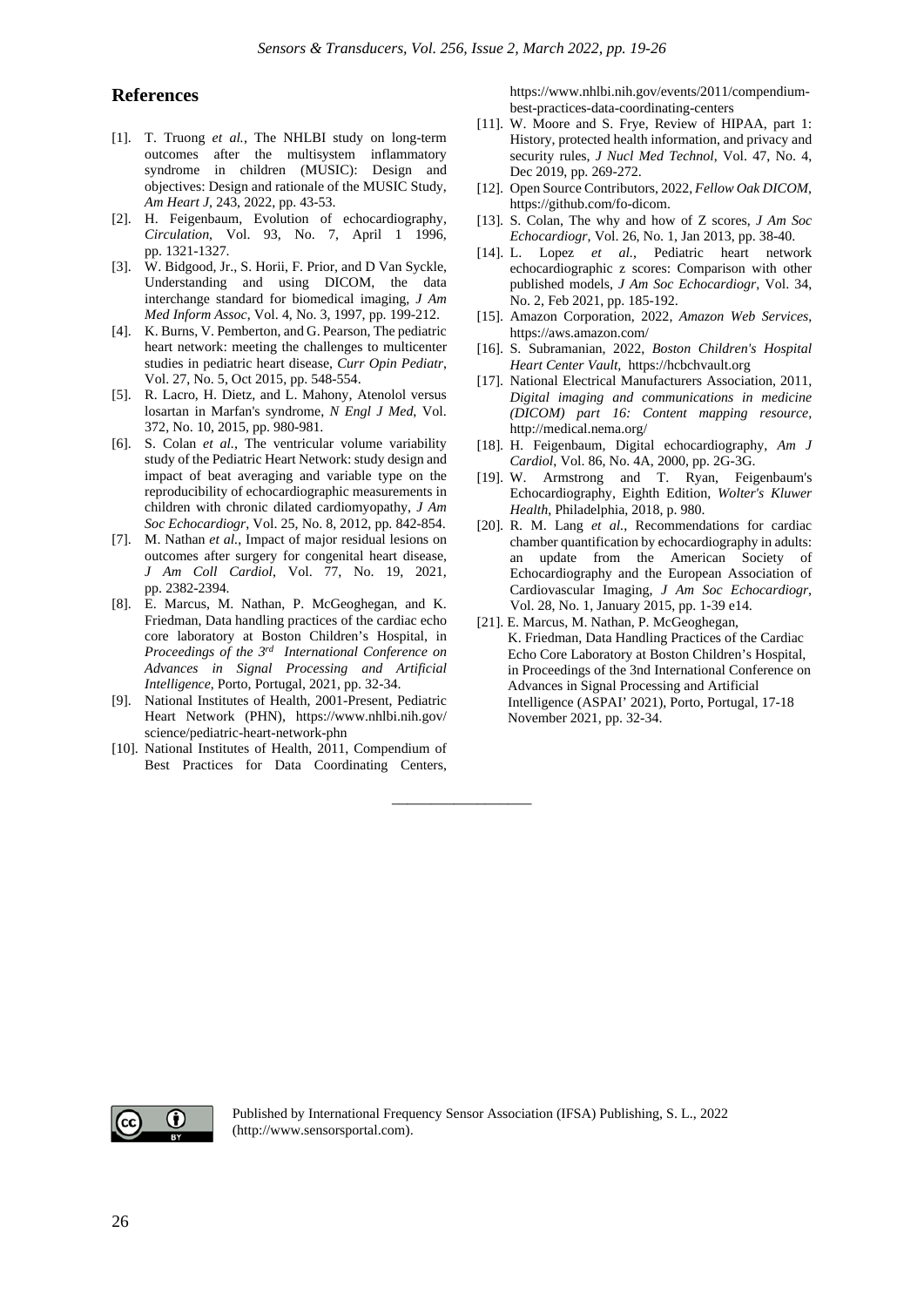## References

[1]. T. Truong *et al.*, The NHLBI study on long-term outcomes after the multisystem inflammatory syndrome in children (MUSIC): Design and objectives: Design and rationale of the MUSIC Study, *Am Heart J*, 243, 2022, pp. 43-53.

[2]. H. Feigenbaum, Evolution of echocardiography, *Circulation*, Vol. 93, No. 7, April 1 1996, pp. 1321-1327.

[3]. W. Bidgood, Jr., S. Horii, F. Prior, and D Van Syckle, Understanding and using DICOM, the data interchange standard for biomedical imaging, *J Am Med Inform Assoc*, Vol. 4, No. 3, 1997, pp. 199-212.

[4]. K. Burns, V. Pemberton, and G. Pearson, The pediatric heart network: meeting the challenges to multicenter studies in pediatric heart disease, *Curr Opin Pediatr*, Vol. 27, No. 5, Oct 2015, pp. 548-554.

[5]. R. Lacro, H. Dietz, and L. Mahony, Atenolol versus losartan in Marfan's syndrome, *N Engl J Med*, Vol. 372, No. 10, 2015, pp. 980-981.

[6]. S. Colan *et al.*, The ventricular volume variability study of the Pediatric Heart Network: study design and impact of beat averaging and variable type on the reproducibility of echocardiographic measurements in children with chronic dilated cardiomyopathy, *J Am Soc Echocardiogr*, Vol. 25, No. 8, 2012, pp. 842-854.

[7]. M. Nathan *et al.*, Impact of major residual lesions on outcomes after surgery for congenital heart disease, *J Am Coll Cardiol*, Vol. 77, No. 19, 2021, pp. 2382-2394.

[8]. E. Marcus, M. Nathan, P. McGeoghegan, and K. Friedman, Data handling practices of the cardiac echo core laboratory at Boston Children's Hospital, in *Proceedings of the 3rd International Conference on Advances in Signal Processing and Artificial Intelligence*, Porto, Portugal, 2021, pp. 32-34.

[9]. National Institutes of Health, 2001-Present, Pediatric Heart Network (PHN), https://www.nhlbi.nih.gov/science/pediatric-heart-network-phn

[10]. National Institutes of Health, 2011, Compendium of Best Practices for Data Coordinating Centers, https://www.nhlbi.nih.gov/events/2011/compendium-best-practices-data-coordinating-centers

[11]. W. Moore and S. Frye, Review of HIPAA, part 1: History, protected health information, and privacy and security rules, *J Nucl Med Technol*, Vol. 47, No. 4, Dec 2019, pp. 269-272.

[12]. Open Source Contributors, 2022, *Fellow Oak DICOM*, https://github.com/fo-dicom.

[13]. S. Colan, The why and how of Z scores, *J Am Soc Echocardiogr*, Vol. 26, No. 1, Jan 2013, pp. 38-40.

[14]. L. Lopez *et al.*, Pediatric heart network echocardiographic z scores: Comparison with other published models, *J Am Soc Echocardiogr*, Vol. 34, No. 2, Feb 2021, pp. 185-192.

[15]. Amazon Corporation, 2022, *Amazon Web Services*, https://aws.amazon.com/

[16]. S. Subramanian, 2022, *Boston Children's Hospital Heart Center Vault*, https://hcbchvault.org

[17]. National Electrical Manufacturers Association, 2011, *Digital imaging and communications in medicine (DICOM) part 16: Content mapping resource*, http://medical.nema.org/

[18]. H. Feigenbaum, Digital echocardiography, *Am J Cardiol*, Vol. 86, No. 4A, 2000, pp. 2G-3G.

[19]. W. Armstrong and T. Ryan, Feigenbaum's Echocardiography, Eighth Edition, *Wolter's Kluwer Health*, Philadelphia, 2018, p. 980.

[20]. R. M. Lang *et al.*, Recommendations for cardiac chamber quantification by echocardiography in adults: an update from the American Society of Echocardiography and the European Association of Cardiovascular Imaging, *J Am Soc Echocardiogr*, Vol. 28, No. 1, January 2015, pp. 1-39 e14.

[21]. E. Marcus, M. Nathan, P. McGeoghegan, K. Friedman, Data Handling Practices of the Cardiac Echo Core Laboratory at Boston Children's Hospital, in Proceedings of the 3nd International Conference on Advances in Signal Processing and Artificial Intelligence (ASPAI' 2021), Porto, Portugal, 17-18 November 2021, pp. 32-34.

---

Published by International Frequency Sensor Association (IFSA) Publishing, S. L., 2022 (http://www.sensorsportal.com).